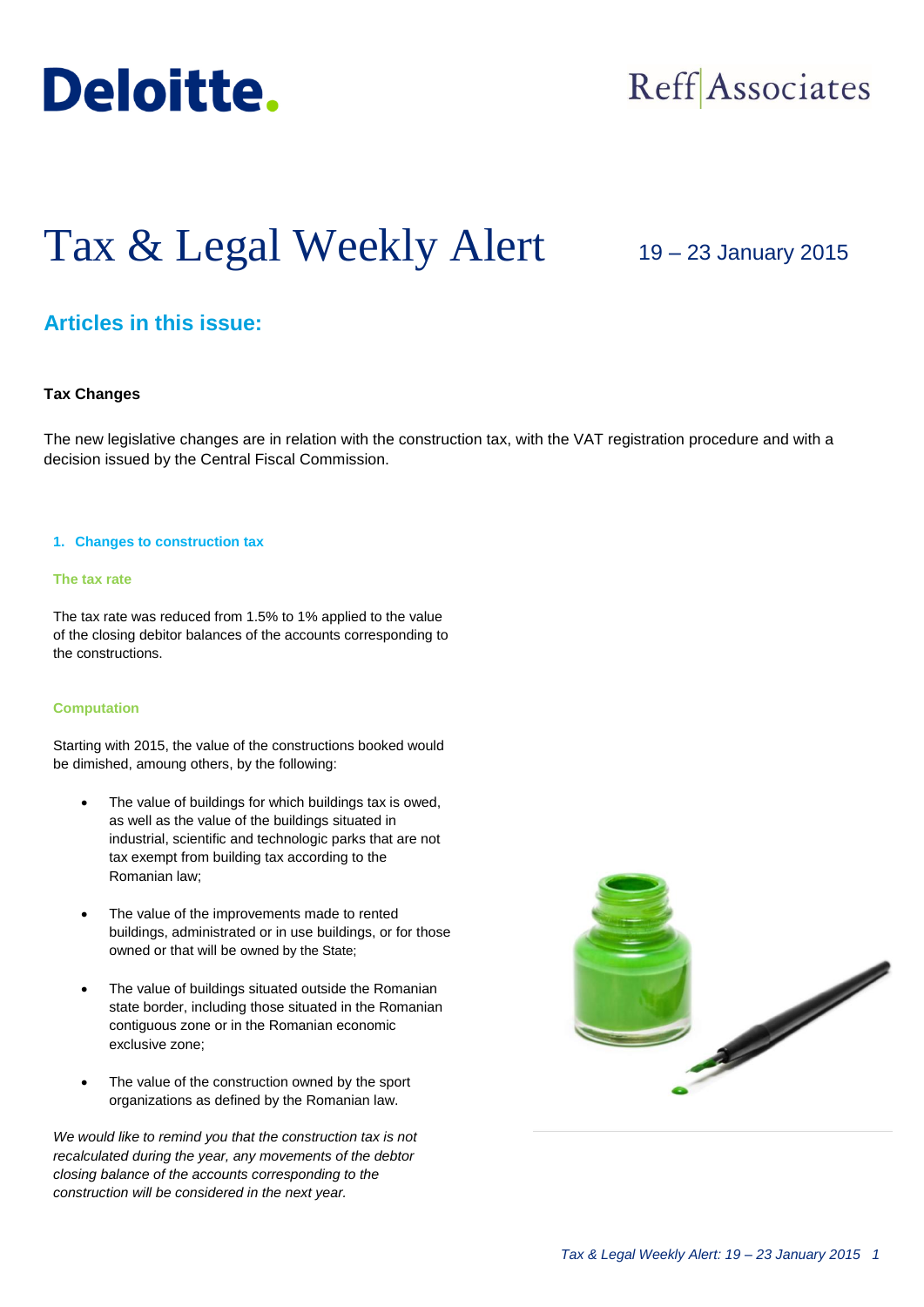Deloitte. Reff Associates

# Tax & Legal Weekly Alert

19 – 23 January 2015

## Articles in this issue:

**Tax Changes**

The new legislative changes are in relation with the construction tax, with the VAT registration procedure and with a decision issued by the Central Fiscal Commission.

### 1. Changes to construction tax

#### The tax rate

The tax rate was reduced from 1.5% to 1% applied to the value of the closing debitor balances of the accounts corresponding to the constructions.

#### Computation

Starting with 2015, the value of the constructions booked would be dimished, amoung others, by the following:

- The value of buildings for which buildings tax is owed, as well as the value of the buildings situated in industrial, scientific and technologic parks that are not tax exempt from building tax according to the Romanian law;
- The value of the improvements made to rented buildings, administrated or in use buildings, or for those owned or that will be owned by the State;
- The value of buildings situated outside the Romanian state border, including those situated in the Romanian contiguous zone or in the Romanian economic exclusive zone;
- The value of the construction owned by the sport organizations as defined by the Romanian law.

*We would like to remind you that the construction tax is not recalculated during the year, any movements of the debtor closing balance of the accounts corresponding to the construction will be considered in the next year.*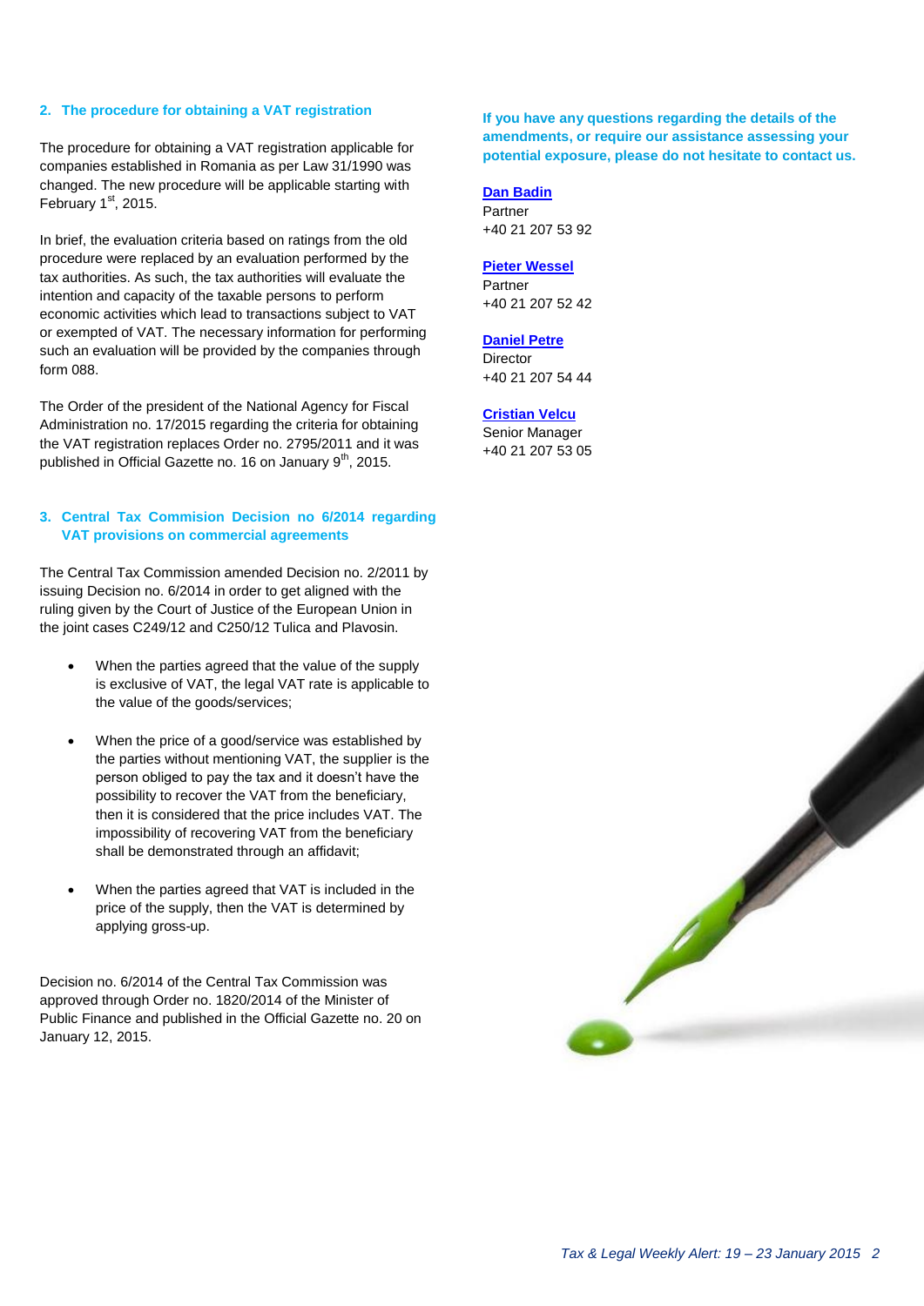## 2. The procedure for obtaining a VAT registration

The procedure for obtaining a VAT registration applicable for companies established in Romania as per Law 31/1990 was changed. The new procedure will be applicable starting with February 1st, 2015.

In brief, the evaluation criteria based on ratings from the old procedure were replaced by an evaluation performed by the tax authorities. As such, the tax authorities will evaluate the intention and capacity of the taxable persons to perform economic activities which lead to transactions subject to VAT or exempted of VAT. The necessary information for performing such an evaluation will be provided by the companies through form 088.

The Order of the president of the National Agency for Fiscal Administration no. 17/2015 regarding the criteria for obtaining the VAT registration replaces Order no. 2795/2011 and it was published in Official Gazette no. 16 on January 9th, 2015.

## 3. Central Tax Commision Decision no 6/2014 regarding VAT provisions on commercial agreements

The Central Tax Commission amended Decision no. 2/2011 by issuing Decision no. 6/2014 in order to get aligned with the ruling given by the Court of Justice of the European Union in the joint cases C249/12 and C250/12 Tulica and Plavosin.

- When the parties agreed that the value of the supply is exclusive of VAT, the legal VAT rate is applicable to the value of the goods/services;
- When the price of a good/service was established by the parties without mentioning VAT, the supplier is the person obliged to pay the tax and it doesn't have the possibility to recover the VAT from the beneficiary, then it is considered that the price includes VAT. The impossibility of recovering VAT from the beneficiary shall be demonstrated through an affidavit;
- When the parties agreed that VAT is included in the price of the supply, then the VAT is determined by applying gross-up.

Decision no. 6/2014 of the Central Tax Commission was approved through Order no. 1820/2014 of the Minister of Public Finance and published in the Official Gazette no. 20 on January 12, 2015.

**If you have any questions regarding the details of the amendments, or require our assistance assessing your potential exposure, please do not hesitate to contact us.**

**Dan Badin**
Partner
+40 21 207 53 92

**Pieter Wessel**
Partner
+40 21 207 52 42

**Daniel Petre**
Director
+40 21 207 54 44

**Cristian Velcu**
Senior Manager
+40 21 207 53 05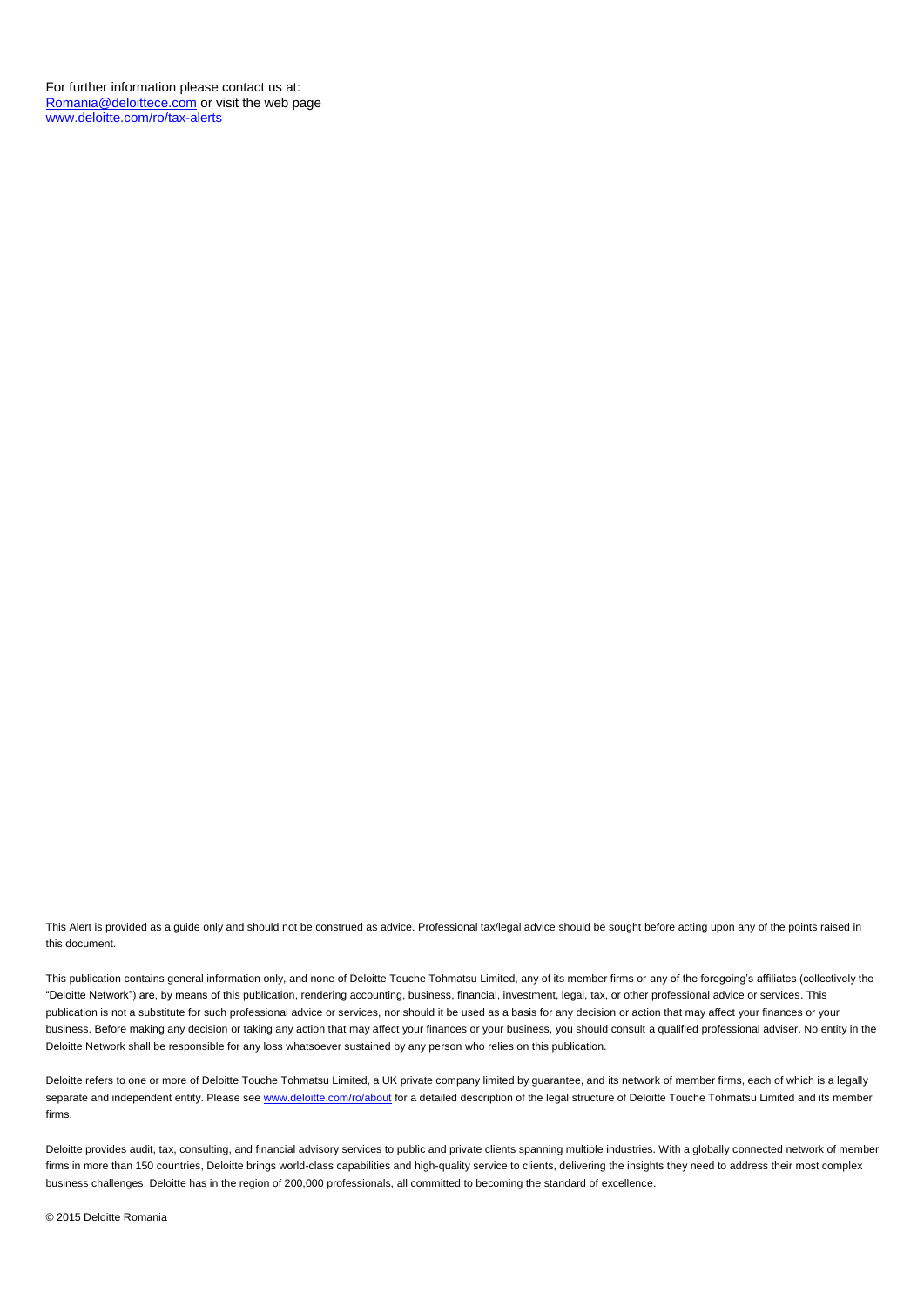For further information please contact us at:
Romania@deloittece.com or visit the web page
www.deloitte.com/ro/tax-alerts

This Alert is provided as a guide only and should not be construed as advice. Professional tax/legal advice should be sought before acting upon any of the points raised in this document.

This publication contains general information only, and none of Deloitte Touche Tohmatsu Limited, any of its member firms or any of the foregoing's affiliates (collectively the "Deloitte Network") are, by means of this publication, rendering accounting, business, financial, investment, legal, tax, or other professional advice or services. This publication is not a substitute for such professional advice or services, nor should it be used as a basis for any decision or action that may affect your finances or your business. Before making any decision or taking any action that may affect your finances or your business, you should consult a qualified professional adviser. No entity in the Deloitte Network shall be responsible for any loss whatsoever sustained by any person who relies on this publication.

Deloitte refers to one or more of Deloitte Touche Tohmatsu Limited, a UK private company limited by guarantee, and its network of member firms, each of which is a legally separate and independent entity. Please see www.deloitte.com/ro/about for a detailed description of the legal structure of Deloitte Touche Tohmatsu Limited and its member firms.

Deloitte provides audit, tax, consulting, and financial advisory services to public and private clients spanning multiple industries. With a globally connected network of member firms in more than 150 countries, Deloitte brings world-class capabilities and high-quality service to clients, delivering the insights they need to address their most complex business challenges. Deloitte has in the region of 200,000 professionals, all committed to becoming the standard of excellence.

© 2015 Deloitte Romania